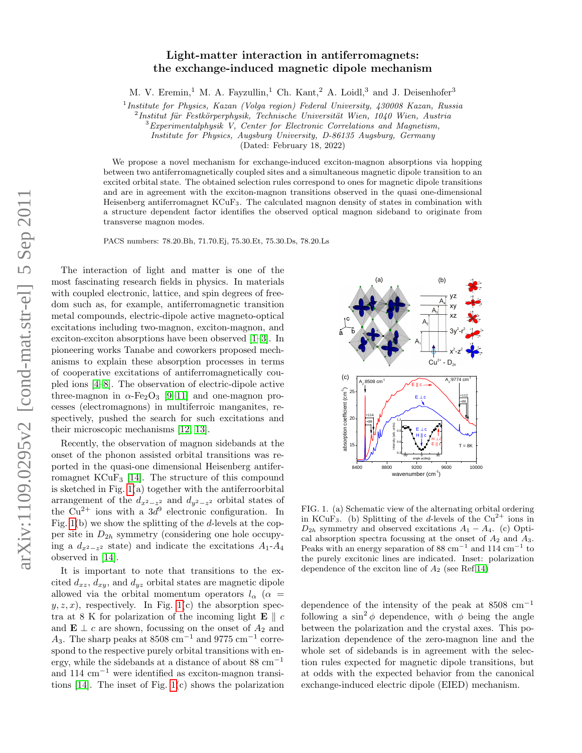# Light-matter interaction in antiferromagnets: the exchange-induced magnetic dipole mechanism

M. V. Eremin,[1] M. A. Fayzullin,[1] Ch. Kant,[2] A. Loidl,[3] and J. Deisenhofer[3]

[1] *Institute for Physics, Kazan (Volga region) Federal University, 430008 Kazan, Russia*
[2] *Institut für Festkörperphysik, Technische Universität Wien, 1040 Wien, Austria*
[3] *Experimentalphysik V, Center for Electronic Correlations and Magnetism, Institute for Physics, Augsburg University, D-86135 Augsburg, Germany*

(Dated: February 18, 2022)

We propose a novel mechanism for exchange-induced exciton-magnon absorptions via hopping between two antiferromagnetically coupled sites and a simultaneous magnetic dipole transition to an excited orbital state. The obtained selection rules correspond to ones for magnetic dipole transitions and are in agreement with the exciton-magnon transitions observed in the quasi one-dimensional Heisenberg antiferromagnet $KCuF_3$. The calculated magnon density of states in combination with a structure dependent factor identifies the observed optical magnon sideband to originate from transverse magnon modes.

PACS numbers: 78.20.Bh, 71.70.Ej, 75.30.Et, 75.30.Ds, 78.20.Ls

The interaction of light and matter is one of the most fascinating research fields in physics. In materials with coupled electronic, lattice, and spin degrees of freedom such as, for example, antiferromagnetic transition metal compounds, electric-dipole active magneto-optical excitations including two-magnon, exciton-magnon, and exciton-exciton absorptions have been observed [1–3]. In pioneering works Tanabe and coworkers proposed mechanisms to explain these absorption processes in terms of cooperative excitations of antiferromagnetically coupled ions [4–8]. The observation of electric-dipole active three-magnon in $\alpha$-$Fe_2O_3$ [9–11] and one-magnon processes (electromagnons) in multiferroic manganites, respectively, pushed the search for such excitations and their microscopic mechanisms [12, 13].

Recently, the observation of magnon sidebands at the onset of the phonon assisted orbital transitions was reported in the quasi-one dimensional Heisenberg antiferromagnet $KCuF_3$ [14]. The structure of this compound is sketched in Fig. 1(a) together with the antiferroorbital arrangement of the $d_{x^2-z^2}$ and $d_{y^2-z^2}$ orbital states of the $Cu^{2+}$ ions with a $3d^9$ electronic configuration. In Fig. 1(b) we show the splitting of the $d$-levels at the copper site in $D_{2h}$ symmetry (considering one hole occupying a $d_{x^2-z^2}$ state) and indicate the excitations $A_1$-$A_4$ observed in [14].

It is important to note that transitions to the excited $d_{xz}$, $d_{xy}$, and $d_{yz}$ orbital states are magnetic dipole allowed via the orbital momentum operators $l_\alpha$ ($\alpha = y, z, x$), respectively. In Fig. 1(c) the absorption spectra at 8 K for polarization of the incoming light $\mathbf{E} \parallel c$ and $\mathbf{E} \perp c$ are shown, focussing on the onset of $A_2$ and $A_3$. The sharp peaks at 8508 cm$^{-1}$ and 9775 cm$^{-1}$ correspond to the respective purely orbital transitions with energy, while the sidebands at a distance of about 88 cm$^{-1}$ and 114 cm$^{-1}$ were identified as exciton-magnon transitions [14]. The inset of Fig. 1(c) shows the polarization dependence of the intensity of the peak at 8508 cm$^{-1}$ following a $\sin^2\phi$ dependence, with $\phi$ being the angle between the polarization and the crystal axes. This polarization dependence of the zero-magnon line and the whole set of sidebands is in agreement with the selection rules expected for magnetic dipole transitions, but at odds with the expected behavior from the canonical exchange-induced electric dipole (EIED) mechanism.

FIG. 1. (a) Schematic view of the alternating orbital ordering in $KCuF_3$. (b) Splitting of the $d$-levels of the $Cu^{2+}$ ions in $D_{2h}$ symmetry and observed excitations $A_1 - A_4$. (c) Optical absorption spectra focussing at the onset of $A_2$ and $A_3$. Peaks with an energy separation of 88 cm$^{-1}$ and 114 cm$^{-1}$ to the purely excitonic lines are indicated. Inset: polarization dependence of the exciton line of $A_2$ (see Ref[14])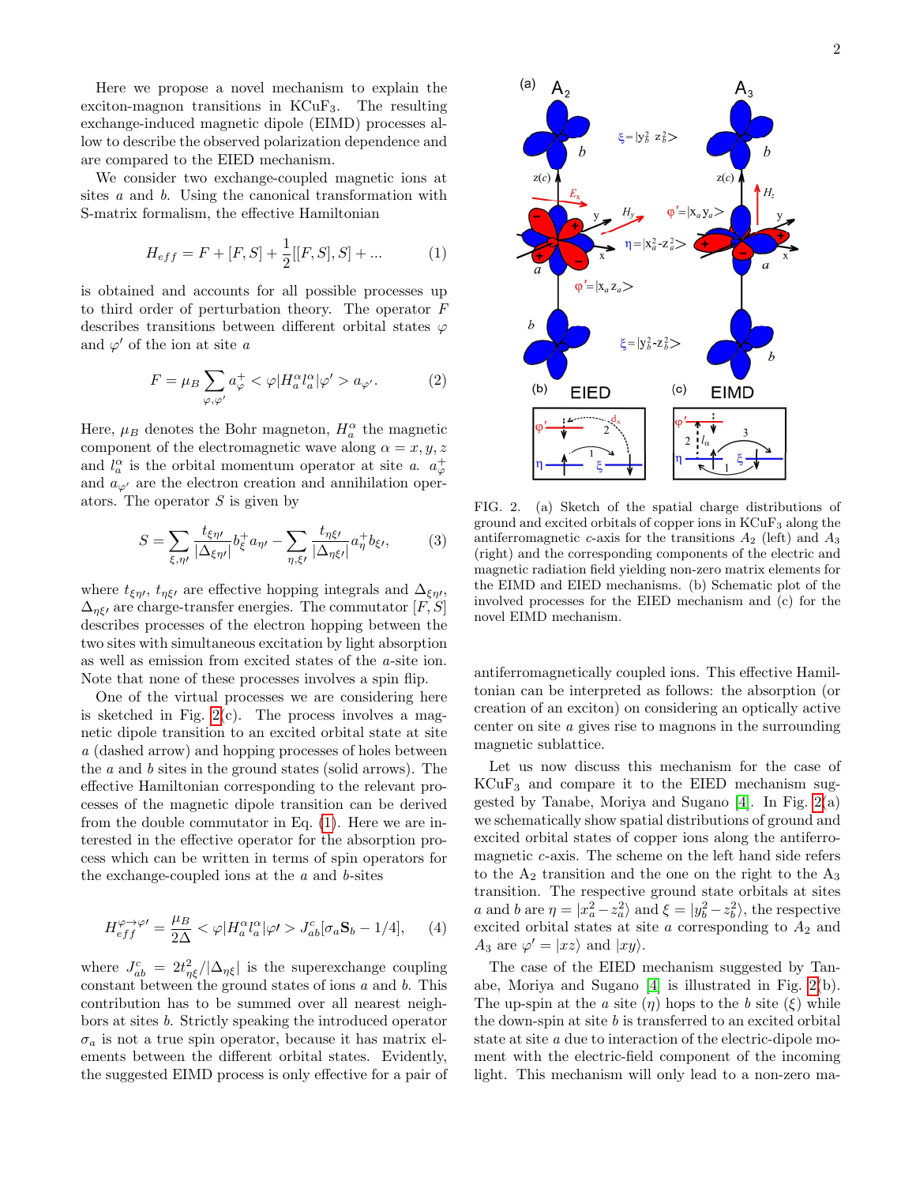Here we propose a novel mechanism to explain the exciton-magnon transitions in $KCuF_3$. The resulting exchange-induced magnetic dipole (EIMD) processes allow to describe the observed polarization dependence and are compared to the EIED mechanism.

We consider two exchange-coupled magnetic ions at sites $a$ and $b$. Using the canonical transformation with S-matrix formalism, the effective Hamiltonian

$$H_{eff} = F + [F,S] + \frac{1}{2}[[F,S],S] + ... \tag{1}$$

is obtained and accounts for all possible processes up to third order of perturbation theory. The operator $F$ describes transitions between different orbital states $\varphi$ and $\varphi'$ of the ion at site $a$

$$F = \mu_B \sum_{\varphi,\varphi'} a^+_\varphi < \varphi|H^\alpha_a l^\alpha_a|\varphi' > a_{\varphi'}. \tag{2}$$

Here, $\mu_B$ denotes the Bohr magneton, $H^\alpha_a$ the magnetic component of the electromagnetic wave along $\alpha = x, y, z$ and $l^\alpha_a$ is the orbital momentum operator at site $a$. $a^+_\varphi$ and $a_{\varphi'}$ are the electron creation and annihilation operators. The operator $S$ is given by

$$S = \sum_{\xi,\eta'} \frac{t_{\xi\eta'}}{|\Delta_{\xi\eta'}|} b^+_\xi a_{\eta'} - \sum_{\eta,\xi'} \frac{t_{\eta\xi'}}{|\Delta_{\eta\xi'}|} a^+_\eta b_{\xi'}, \tag{3}$$

where $t_{\xi\eta'}$, $t_{\eta\xi'}$ are effective hopping integrals and $\Delta_{\xi\eta'}$, $\Delta_{\eta\xi'}$ are charge-transfer energies. The commutator $[F,S]$ describes processes of the electron hopping between the two sites with simultaneous excitation by light absorption as well as emission from excited states of the $a$-site ion. Note that none of these processes involves a spin flip.

One of the virtual processes we are considering here is sketched in Fig. 2(c). The process involves a magnetic dipole transition to an excited orbital state at site $a$ (dashed arrow) and hopping processes of holes between the $a$ and $b$ sites in the ground states (solid arrows). The effective Hamiltonian corresponding to the relevant processes of the magnetic dipole transition can be derived from the double commutator in Eq. (1). Here we are interested in the effective operator for the absorption process which can be written in terms of spin operators for the exchange-coupled ions at the $a$ and $b$-sites

$$H^{\varphi\to\varphi'}_{eff} = \frac{\mu_B}{2\Delta} < \varphi|H^\alpha_a l^\alpha_a|\varphi' > J^c_{ab}[\sigma_a \mathbf{S}_b - 1/4], \tag{4}$$

where $J^c_{ab} = 2t^2_{\eta\xi}/|\Delta_{\eta\xi}|$ is the superexchange coupling constant between the ground states of ions $a$ and $b$. This contribution has to be summed over all nearest neighbors at sites $b$. Strictly speaking the introduced operator $\sigma_a$ is not a true spin operator, because it has matrix elements between the different orbital states. Evidently, the suggested EIMD process is only effective for a pair of antiferromagnetically coupled ions. This effective Hamiltonian can be interpreted as follows: the absorption (or creation of an exciton) on considering an optically active center on site $a$ gives rise to magnons in the surrounding magnetic sublattice.

FIG. 2. (a) Sketch of the spatial charge distributions of ground and excited orbitals of copper ions in $KCuF_3$ along the antiferromagnetic $c$-axis for the transitions $A_2$ (left) and $A_3$ (right) and the corresponding components of the electric and magnetic radiation field yielding non-zero matrix elements for the EIMD and EIED mechanisms. (b) Schematic plot of the involved processes for the EIED mechanism and (c) for the novel EIMD mechanism.

Let us now discuss this mechanism for the case of $KCuF_3$ and compare it to the EIED mechanism suggested by Tanabe, Moriya and Sugano [4]. In Fig. 2(a) we schematically show spatial distributions of ground and excited orbital states of copper ions along the antiferromagnetic $c$-axis. The scheme on the left hand side refers to the $A_2$ transition and the one on the right to the $A_3$ transition. The respective ground state orbitals at sites $a$ and $b$ are $\eta = |x^2_a - z^2_a\rangle$ and $\xi = |y^2_b - z^2_b\rangle$, the respective excited orbital states at site $a$ corresponding to $A_2$ and $A_3$ are $\varphi' = |xz\rangle$ and $|xy\rangle$.

The case of the EIED mechanism suggested by Tanabe, Moriya and Sugano [4] is illustrated in Fig. 2(b). The up-spin at the $a$ site ($\eta$) hops to the $b$ site ($\xi$) while the down-spin at site $b$ is transferred to an excited orbital state at site $a$ due to interaction of the electric-dipole moment with the electric-field component of the incoming light. This mechanism will only lead to a non-zero ma-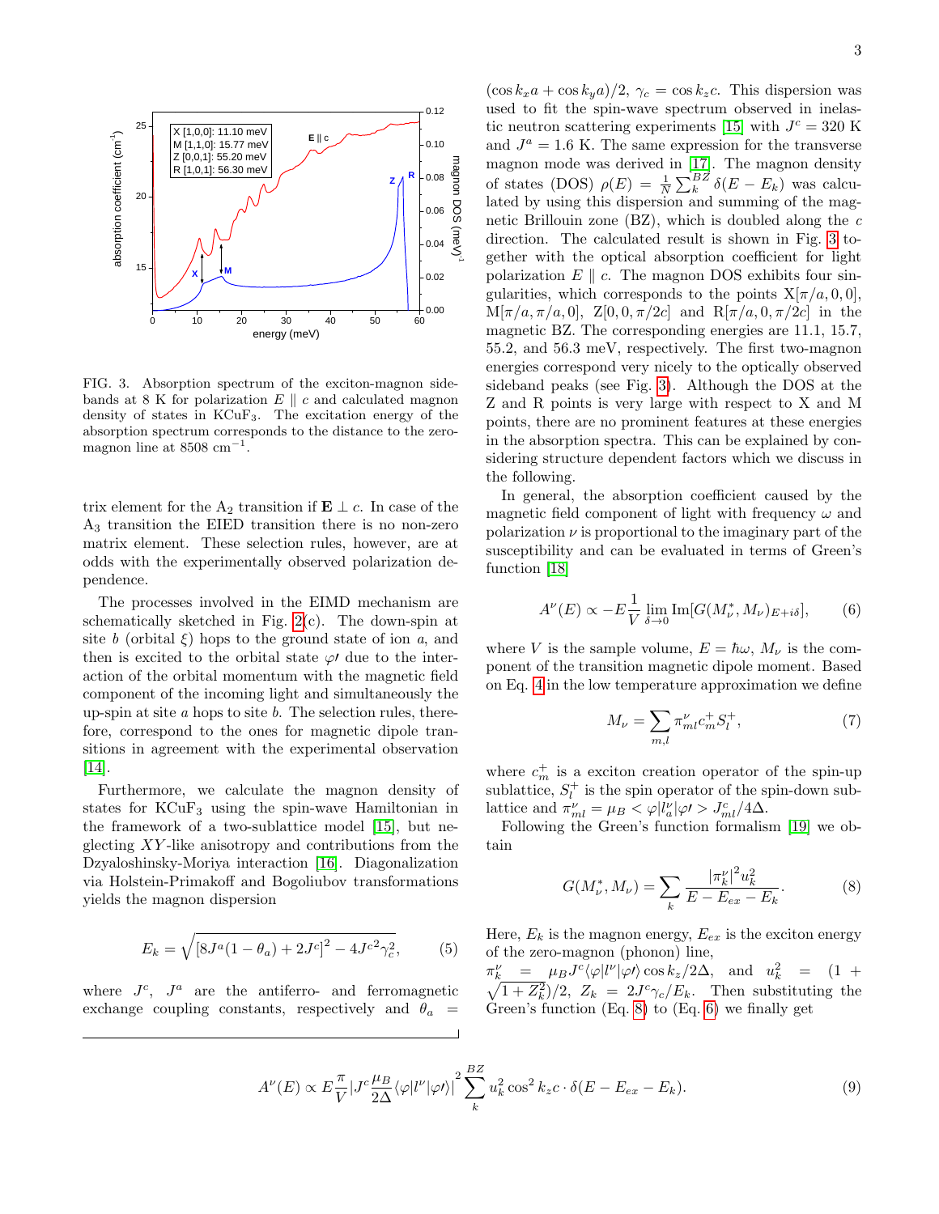FIG. 3. Absorption spectrum of the exciton-magnon sidebands at 8 K for polarization $E \parallel c$ and calculated magnon density of states in $KCuF_3$. The excitation energy of the absorption spectrum corresponds to the distance to the zero-magnon line at 8508 $cm^{-1}$.

trix element for the $A_2$ transition if $\mathbf{E} \perp c$. In case of the $A_3$ transition the EIED transition there is no non-zero matrix element. These selection rules, however, are at odds with the experimentally observed polarization dependence.

The processes involved in the EIMD mechanism are schematically sketched in Fig. 2(c). The down-spin at site $b$ (orbital $\xi$) hops to the ground state of ion $a$, and then is excited to the orbital state $\varphi\prime$ due to the interaction of the orbital momentum with the magnetic field component of the incoming light and simultaneously the up-spin at site $a$ hops to site $b$. The selection rules, therefore, correspond to the ones for magnetic dipole transitions in agreement with the experimental observation [14].

Furthermore, we calculate the magnon density of states for $KCuF_3$ using the spin-wave Hamiltonian in the framework of a two-sublattice model [15], but neglecting $XY$-like anisotropy and contributions from the Dzyaloshinsky-Moriya interaction [16]. Diagonalization via Holstein-Primakoff and Bogoliubov transformations yields the magnon dispersion

$$E_k = \sqrt{[8J^a(1-\theta_a) + 2J^c]^2 - 4J^{c2}\gamma_c^2}, \qquad (5)$$

where $J^c$, $J^a$ are the antiferro- and ferromagnetic exchange coupling constants, respectively and $\theta_a = (\cos k_x a + \cos k_y a)/2$, $\gamma_c = \cos k_z c$. This dispersion was used to fit the spin-wave spectrum observed in inelastic neutron scattering experiments [15] with $J^c = 320$ K and $J^a = 1.6$ K. The same expression for the transverse magnon mode was derived in [17]. The magnon density of states (DOS) $\rho(E) = \frac{1}{N}\sum_k^{BZ} \delta(E - E_k)$ was calculated by using this dispersion and summing of the magnetic Brillouin zone (BZ), which is doubled along the $c$ direction. The calculated result is shown in Fig. 3 together with the optical absorption coefficient for light polarization $E \parallel c$. The magnon DOS exhibits four singularities, which corresponds to the points X$[\pi/a, 0, 0]$, M$[\pi/a, \pi/a, 0]$, Z$[0, 0, \pi/2c]$ and R$[\pi/a, 0, \pi/2c]$ in the magnetic BZ. The corresponding energies are 11.1, 15.7, 55.2, and 56.3 meV, respectively. The first two-magnon energies correspond very nicely to the optically observed sideband peaks (see Fig. 3). Although the DOS at the Z and R points is very large with respect to X and M points, there are no prominent features at these energies in the absorption spectra. This can be explained by considering structure dependent factors which we discuss in the following.

In general, the absorption coefficient caused by the magnetic field component of light with frequency $\omega$ and polarization $\nu$ is proportional to the imaginary part of the susceptibility and can be evaluated in terms of Green's function [18]

$$A^\nu(E) \propto -E\frac{1}{V}\lim_{\delta\to 0} \mathrm{Im}[G(M_\nu^*, M_\nu)_{E+i\delta}], \qquad (6)$$

where $V$ is the sample volume, $E = \hbar\omega$, $M_\nu$ is the component of the transition magnetic dipole moment. Based on Eq. 4 in the low temperature approximation we define

$$M_\nu = \sum_{m,l} \pi_{ml}^\nu c_m^+ S_l^+, \qquad (7)$$

where $c_m^+$ is a exciton creation operator of the spin-up sublattice, $S_l^+$ is the spin operator of the spin-down sublattice and $\pi_{ml}^\nu = \mu_B < \varphi|l_a^\nu|\varphi\prime > J_{ml}^c/4\Delta$.

Following the Green's function formalism [19] we obtain

$$G(M_\nu^*, M_\nu) = \sum_k \frac{|\pi_k^\nu|^2 u_k^2}{E - E_{ex} - E_k}. \qquad (8)$$

Here, $E_k$ is the magnon energy, $E_{ex}$ is the exciton energy of the zero-magnon (phonon) line, $\pi_k^\nu = \mu_B J^c \langle\varphi|l^\nu|\varphi\prime\rangle \cos k_z/2\Delta$, and $u_k^2 = (1 + \sqrt{1+Z_k^2})/2$, $Z_k = 2J^c\gamma_c/E_k$. Then substituting the Green's function (Eq. 8) to (Eq. 6) we finally get

$$A^\nu(E) \propto E\frac{\pi}{V}\left|J^c\frac{\mu_B}{2\Delta}\langle\varphi|l^\nu|\varphi\prime\rangle\right|^2 \sum_k^{BZ} u_k^2 \cos^2 k_z c \cdot \delta(E - E_{ex} - E_k). \qquad (9)$$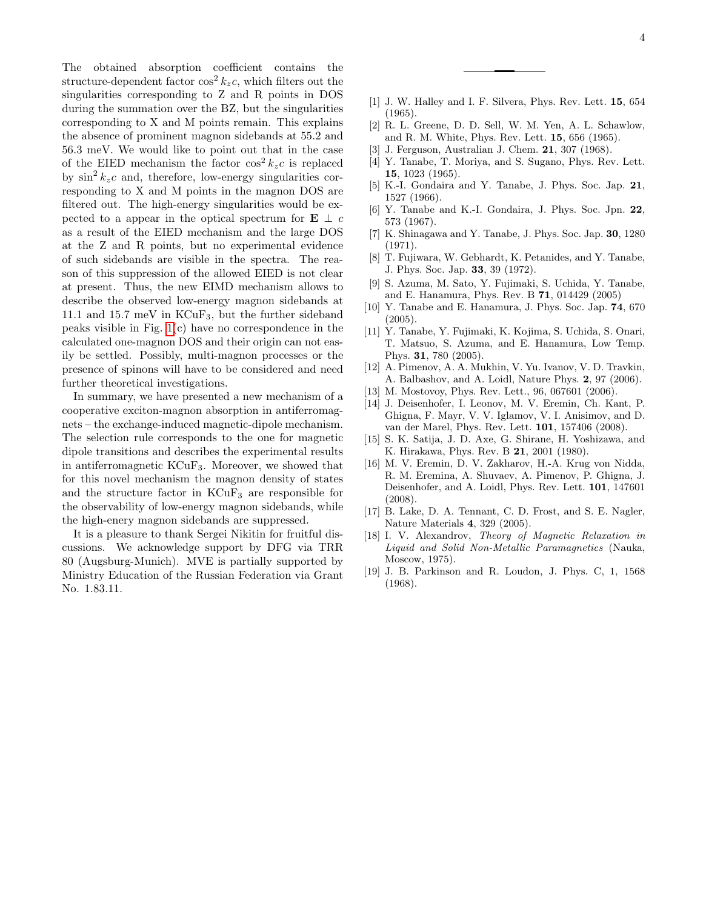The obtained absorption coefficient contains the structure-dependent factor $\cos^2 k_z c$, which filters out the singularities corresponding to Z and R points in DOS during the summation over the BZ, but the singularities corresponding to X and M points remain. This explains the absence of prominent magnon sidebands at 55.2 and 56.3 meV. We would like to point out that in the case of the EIED mechanism the factor $\cos^2 k_z c$ is replaced by $\sin^2 k_z c$ and, therefore, low-energy singularities corresponding to X and M points in the magnon DOS are filtered out. The high-energy singularities would be expected to a appear in the optical spectrum for $\mathbf{E} \perp c$ as a result of the EIED mechanism and the large DOS at the Z and R points, but no experimental evidence of such sidebands are visible in the spectra. The reason of this suppression of the allowed EIED is not clear at present. Thus, the new EIMD mechanism allows to describe the observed low-energy magnon sidebands at 11.1 and 15.7 meV in $KCuF_3$, but the further sideband peaks visible in Fig. 1(c) have no correspondence in the calculated one-magnon DOS and their origin can not easily be settled. Possibly, multi-magnon processes or the presence of spinons will have to be considered and need further theoretical investigations.

In summary, we have presented a new mechanism of a cooperative exciton-magnon absorption in antiferromagnets – the exchange-induced magnetic-dipole mechanism. The selection rule corresponds to the one for magnetic dipole transitions and describes the experimental results in antiferromagnetic $KCuF_3$. Moreover, we showed that for this novel mechanism the magnon density of states and the structure factor in $KCuF_3$ are responsible for the observability of low-energy magnon sidebands, while the high-enery magnon sidebands are suppressed.

It is a pleasure to thank Sergei Nikitin for fruitful discussions. We acknowledge support by DFG via TRR 80 (Augsburg-Munich). MVE is partially supported by Ministry Education of the Russian Federation via Grant No. 1.83.11.

---

[1] J. W. Halley and I. F. Silvera, Phys. Rev. Lett. **15**, 654 (1965).
[2] R. L. Greene, D. D. Sell, W. M. Yen, A. L. Schawlow, and R. M. White, Phys. Rev. Lett. **15**, 656 (1965).
[3] J. Ferguson, Australian J. Chem. **21**, 307 (1968).
[4] Y. Tanabe, T. Moriya, and S. Sugano, Phys. Rev. Lett. **15**, 1023 (1965).
[5] K.-I. Gondaira and Y. Tanabe, J. Phys. Soc. Jap. **21**, 1527 (1966).
[6] Y. Tanabe and K.-I. Gondaira, J. Phys. Soc. Jpn. **22**, 573 (1967).
[7] K. Shinagawa and Y. Tanabe, J. Phys. Soc. Jap. **30**, 1280 (1971).
[8] T. Fujiwara, W. Gebhardt, K. Petanides, and Y. Tanabe, J. Phys. Soc. Jap. **33**, 39 (1972).
[9] S. Azuma, M. Sato, Y. Fujimaki, S. Uchida, Y. Tanabe, and E. Hanamura, Phys. Rev. B **71**, 014429 (2005)
[10] Y. Tanabe and E. Hanamura, J. Phys. Soc. Jap. **74**, 670 (2005).
[11] Y. Tanabe, Y. Fujimaki, K. Kojima, S. Uchida, S. Onari, T. Matsuo, S. Azuma, and E. Hanamura, Low Temp. Phys. **31**, 780 (2005).
[12] A. Pimenov, A. A. Mukhin, V. Yu. Ivanov, V. D. Travkin, A. Balbashov, and A. Loidl, Nature Phys. **2**, 97 (2006).
[13] M. Mostovoy, Phys. Rev. Lett., 96, 067601 (2006).
[14] J. Deisenhofer, I. Leonov, M. V. Eremin, Ch. Kant, P. Ghigna, F. Mayr, V. V. Iglamov, V. I. Anisimov, and D. van der Marel, Phys. Rev. Lett. **101**, 157406 (2008).
[15] S. K. Satija, J. D. Axe, G. Shirane, H. Yoshizawa, and K. Hirakawa, Phys. Rev. B **21**, 2001 (1980).
[16] M. V. Eremin, D. V. Zakharov, H.-A. Krug von Nidda, R. M. Eremina, A. Shuvaev, A. Pimenov, P. Ghigna, J. Deisenhofer, and A. Loidl, Phys. Rev. Lett. **101**, 147601 (2008).
[17] B. Lake, D. A. Tennant, C. D. Frost, and S. E. Nagler, Nature Materials **4**, 329 (2005).
[18] I. V. Alexandrov, *Theory of Magnetic Relaxation in Liquid and Solid Non-Metallic Paramagnetics* (Nauka, Moscow, 1975).
[19] J. B. Parkinson and R. Loudon, J. Phys. C, 1, 1568 (1968).